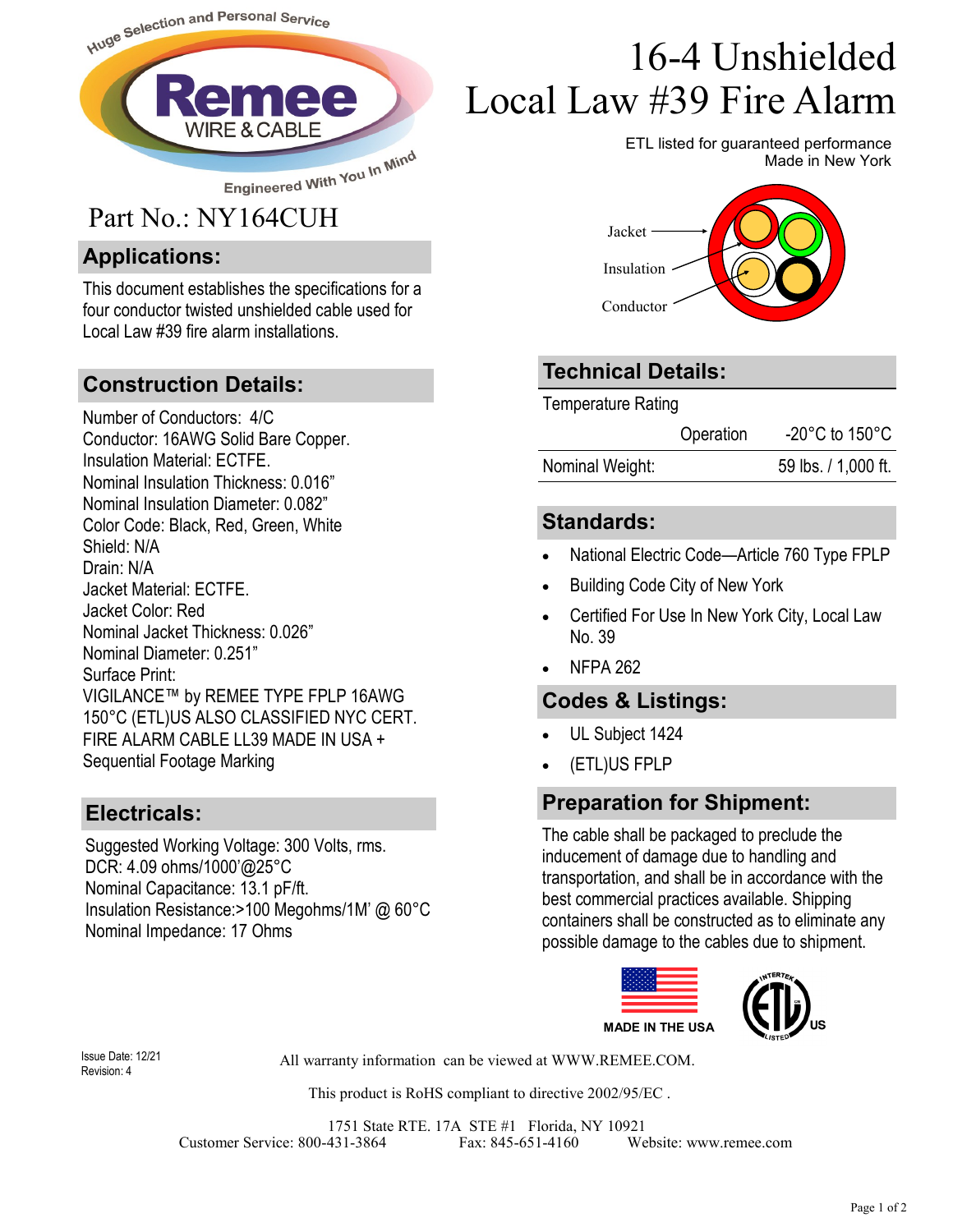Huge Selection and Personal Service

Remee WIRE & CABLE

Engineered With You In Mind

# 16-4 Unshielded Local Law #39 Fire Alarm

ETL listed for guaranteed performance
Made in New York

Part No.: NY164CUH

Jacket
Insulation
Conductor

## Applications:

This document establishes the specifications for a four conductor twisted unshielded cable used for Local Law #39 fire alarm installations.

## Construction Details:

Number of Conductors: 4/C
Conductor: 16AWG Solid Bare Copper.
Insulation Material: ECTFE.
Nominal Insulation Thickness: 0.016"
Nominal Insulation Diameter: 0.082"
Color Code: Black, Red, Green, White
Shield: N/A
Drain: N/A
Jacket Material: ECTFE.
Jacket Color: Red
Nominal Jacket Thickness: 0.026"
Nominal Diameter: 0.251"
Surface Print:
VIGILANCE™ by REMEE TYPE FPLP 16AWG 150°C (ETL)US ALSO CLASSIFIED NYC CERT. FIRE ALARM CABLE LL39 MADE IN USA + Sequential Footage Marking

## Electricals:

Suggested Working Voltage: 300 Volts, rms.
DCR: 4.09 ohms/1000'@25°C
Nominal Capacitance: 13.1 pF/ft.
Insulation Resistance:>100 Megohms/1M' @ 60°C
Nominal Impedance: 17 Ohms

## Technical Details:

| Temperature Rating | | |
|---|---|---|
| | Operation | -20°C to 150°C |
| Nominal Weight: | | 59 lbs. / 1,000 ft. |

## Standards:

- National Electric Code—Article 760 Type FPLP
- Building Code City of New York
- Certified For Use In New York City, Local Law No. 39
- NFPA 262

## Codes & Listings:

- UL Subject 1424
- (ETL)US FPLP

## Preparation for Shipment:

The cable shall be packaged to preclude the inducement of damage due to handling and transportation, and shall be in accordance with the best commercial practices available. Shipping containers shall be constructed as to eliminate any possible damage to the cables due to shipment.

MADE IN THE USA

INTERTEK ETL LISTED US

Issue Date: 12/21
Revision: 4

All warranty information can be viewed at WWW.REMEE.COM.

This product is RoHS compliant to directive 2002/95/EC .

1751 State RTE. 17A STE #1 Florida, NY 10921
Customer Service: 800-431-3864 Fax: 845-651-4160 Website: www.remee.com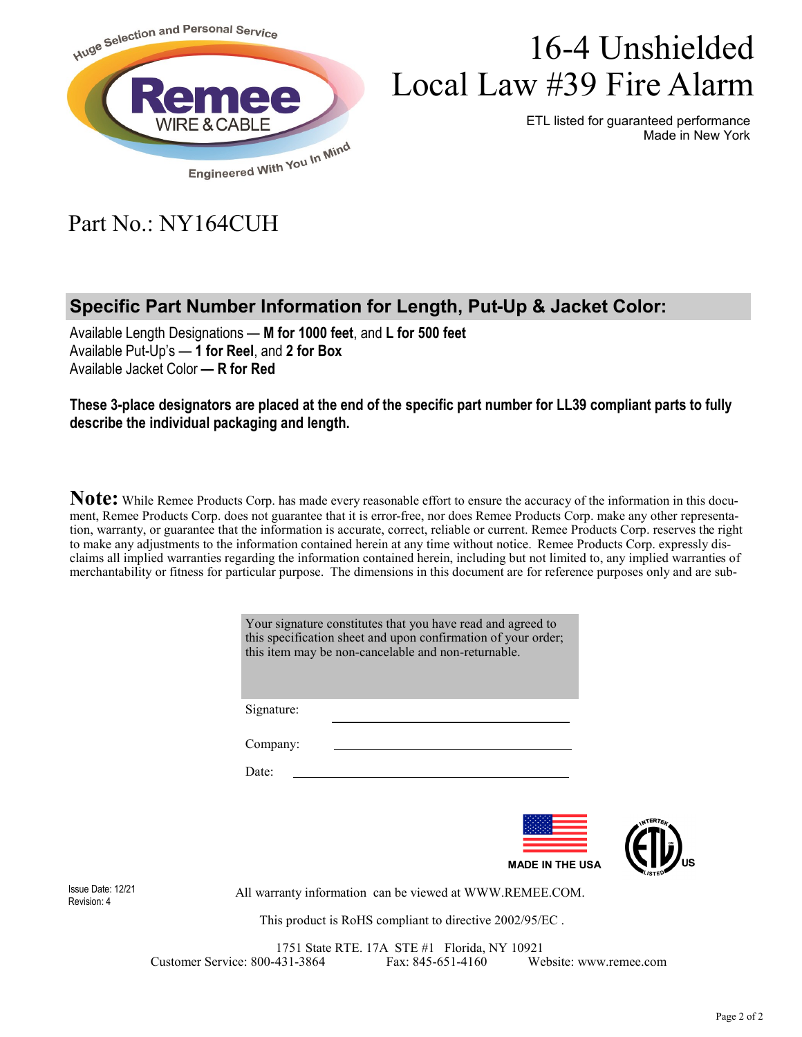Huge Selection and Personal Service

Remee WIRE & CABLE

Engineered With You In Mind

# 16-4 Unshielded Local Law #39 Fire Alarm

ETL listed for guaranteed performance
Made in New York

## Part No.: NY164CUH

### Specific Part Number Information for Length, Put-Up & Jacket Color:

Available Length Designations — **M for 1000 feet**, and **L for 500 feet**
Available Put-Up's — **1 for Reel**, and **2 for Box**
Available Jacket Color **— R for Red**

**These 3-place designators are placed at the end of the specific part number for LL39 compliant parts to fully describe the individual packaging and length.**

**Note:** While Remee Products Corp. has made every reasonable effort to ensure the accuracy of the information in this document, Remee Products Corp. does not guarantee that it is error-free, nor does Remee Products Corp. make any other representation, warranty, or guarantee that the information is accurate, correct, reliable or current. Remee Products Corp. reserves the right to make any adjustments to the information contained herein at any time without notice. Remee Products Corp. expressly disclaims all implied warranties regarding the information contained herein, including but not limited to, any implied warranties of merchantability or fitness for particular purpose. The dimensions in this document are for reference purposes only and are sub-

Your signature constitutes that you have read and agreed to this specification sheet and upon confirmation of your order; this item may be non-cancelable and non-returnable.

Signature: ______________________

Company: ______________________

Date: ______________________

MADE IN THE USA

INTERTEK ETL LISTED US

Issue Date: 12/21
Revision: 4

All warranty information can be viewed at WWW.REMEE.COM.

This product is RoHS compliant to directive 2002/95/EC .

1751 State RTE. 17A STE #1 Florida, NY 10921
Customer Service: 800-431-3864 Fax: 845-651-4160 Website: www.remee.com